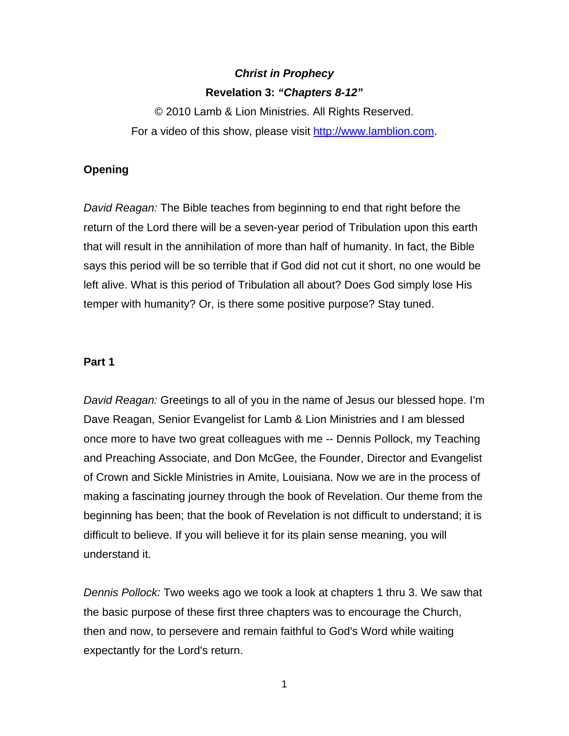**_Christ in Prophecy_**

**Revelation 3: _"Chapters 8-12"_**

© 2010 Lamb & Lion Ministries. All Rights Reserved.

For a video of this show, please visit [http://www.lamblion.com](http://www.lamblion.com).

**Opening**

*David Reagan:* The Bible teaches from beginning to end that right before the return of the Lord there will be a seven-year period of Tribulation upon this earth that will result in the annihilation of more than half of humanity. In fact, the Bible says this period will be so terrible that if God did not cut it short, no one would be left alive. What is this period of Tribulation all about? Does God simply lose His temper with humanity? Or, is there some positive purpose? Stay tuned.

**Part 1**

*David Reagan:* Greetings to all of you in the name of Jesus our blessed hope. I'm Dave Reagan, Senior Evangelist for Lamb & Lion Ministries and I am blessed once more to have two great colleagues with me -- Dennis Pollock, my Teaching and Preaching Associate, and Don McGee, the Founder, Director and Evangelist of Crown and Sickle Ministries in Amite, Louisiana. Now we are in the process of making a fascinating journey through the book of Revelation. Our theme from the beginning has been; that the book of Revelation is not difficult to understand; it is difficult to believe. If you will believe it for its plain sense meaning, you will understand it.

*Dennis Pollock:* Two weeks ago we took a look at chapters 1 thru 3. We saw that the basic purpose of these first three chapters was to encourage the Church, then and now, to persevere and remain faithful to God's Word while waiting expectantly for the Lord's return.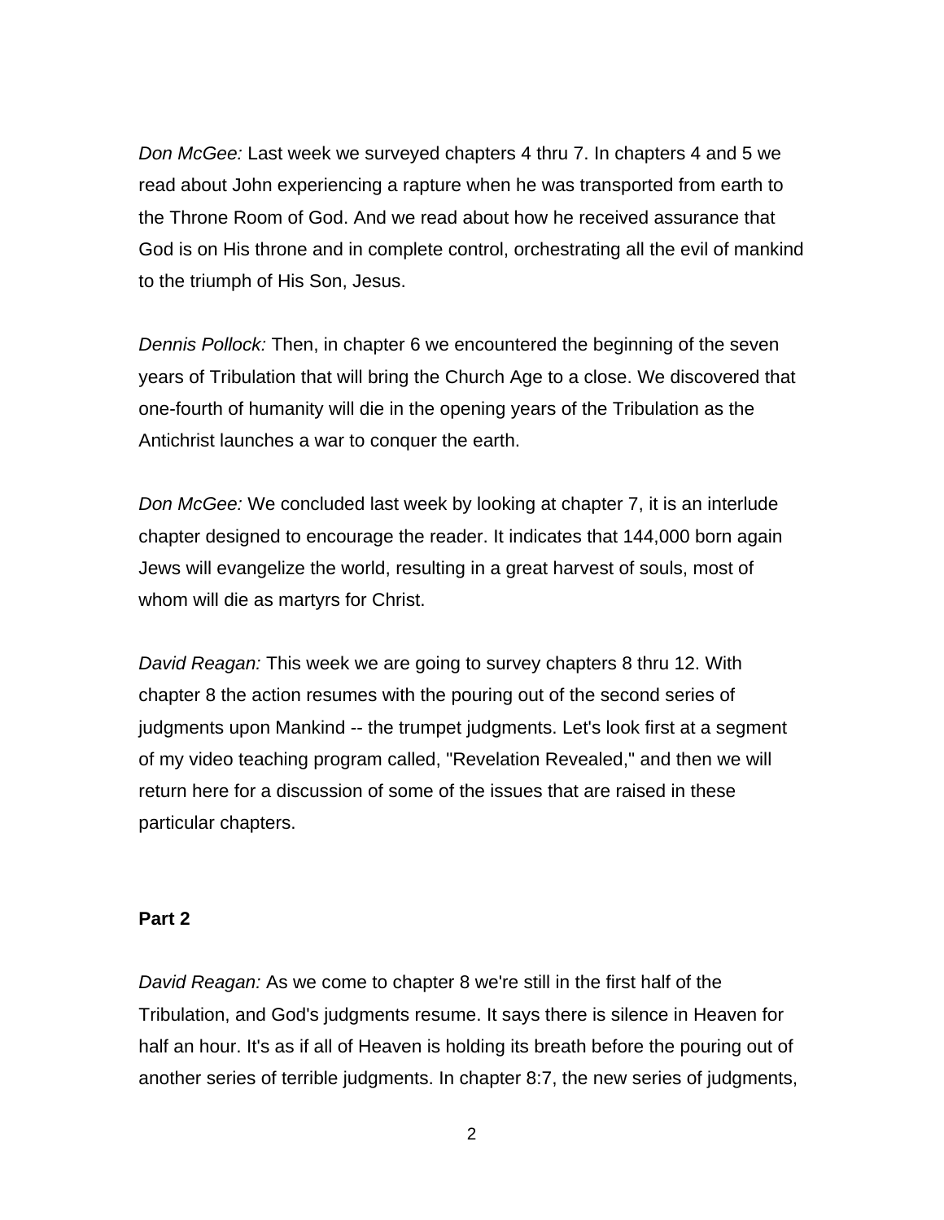*Don McGee:* Last week we surveyed chapters 4 thru 7. In chapters 4 and 5 we read about John experiencing a rapture when he was transported from earth to the Throne Room of God. And we read about how he received assurance that God is on His throne and in complete control, orchestrating all the evil of mankind to the triumph of His Son, Jesus.

*Dennis Pollock:* Then, in chapter 6 we encountered the beginning of the seven years of Tribulation that will bring the Church Age to a close. We discovered that one-fourth of humanity will die in the opening years of the Tribulation as the Antichrist launches a war to conquer the earth.

*Don McGee:* We concluded last week by looking at chapter 7, it is an interlude chapter designed to encourage the reader. It indicates that 144,000 born again Jews will evangelize the world, resulting in a great harvest of souls, most of whom will die as martyrs for Christ.

*David Reagan:* This week we are going to survey chapters 8 thru 12. With chapter 8 the action resumes with the pouring out of the second series of judgments upon Mankind -- the trumpet judgments. Let's look first at a segment of my video teaching program called, "Revelation Revealed," and then we will return here for a discussion of some of the issues that are raised in these particular chapters.

**Part 2**

*David Reagan:* As we come to chapter 8 we're still in the first half of the Tribulation, and God's judgments resume. It says there is silence in Heaven for half an hour. It's as if all of Heaven is holding its breath before the pouring out of another series of terrible judgments. In chapter 8:7, the new series of judgments,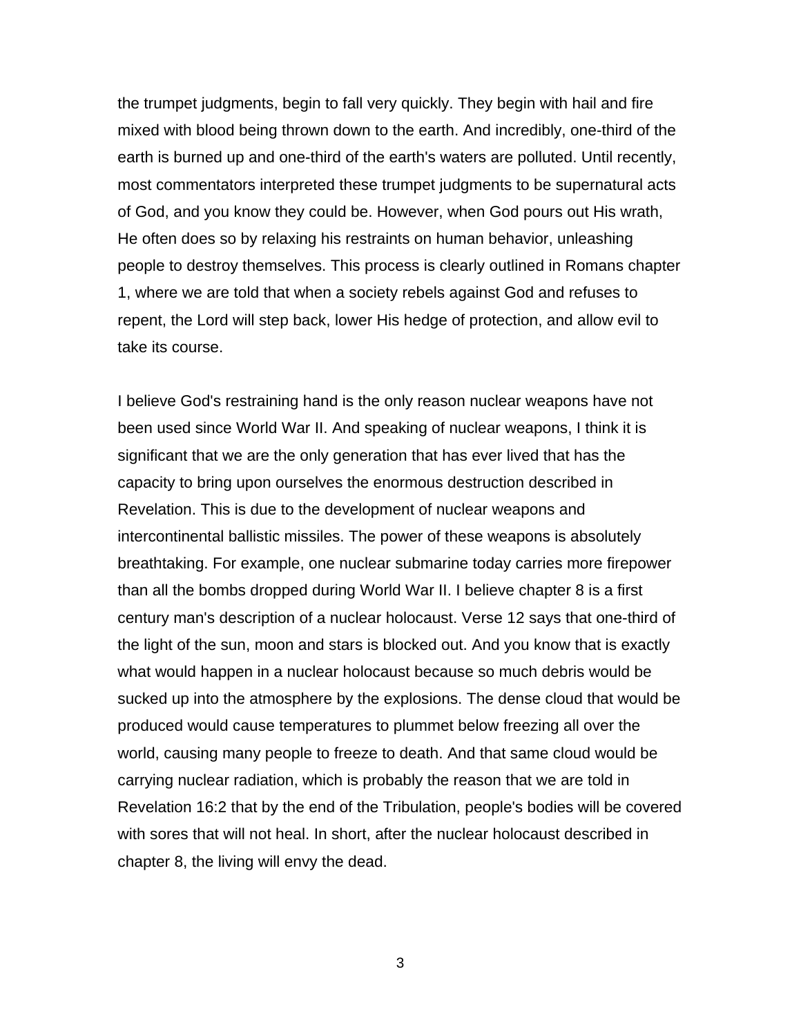the trumpet judgments, begin to fall very quickly. They begin with hail and fire mixed with blood being thrown down to the earth. And incredibly, one-third of the earth is burned up and one-third of the earth's waters are polluted. Until recently, most commentators interpreted these trumpet judgments to be supernatural acts of God, and you know they could be. However, when God pours out His wrath, He often does so by relaxing his restraints on human behavior, unleashing people to destroy themselves. This process is clearly outlined in Romans chapter 1, where we are told that when a society rebels against God and refuses to repent, the Lord will step back, lower His hedge of protection, and allow evil to take its course.

I believe God's restraining hand is the only reason nuclear weapons have not been used since World War II. And speaking of nuclear weapons, I think it is significant that we are the only generation that has ever lived that has the capacity to bring upon ourselves the enormous destruction described in Revelation. This is due to the development of nuclear weapons and intercontinental ballistic missiles. The power of these weapons is absolutely breathtaking. For example, one nuclear submarine today carries more firepower than all the bombs dropped during World War II. I believe chapter 8 is a first century man's description of a nuclear holocaust. Verse 12 says that one-third of the light of the sun, moon and stars is blocked out. And you know that is exactly what would happen in a nuclear holocaust because so much debris would be sucked up into the atmosphere by the explosions. The dense cloud that would be produced would cause temperatures to plummet below freezing all over the world, causing many people to freeze to death. And that same cloud would be carrying nuclear radiation, which is probably the reason that we are told in Revelation 16:2 that by the end of the Tribulation, people's bodies will be covered with sores that will not heal. In short, after the nuclear holocaust described in chapter 8, the living will envy the dead.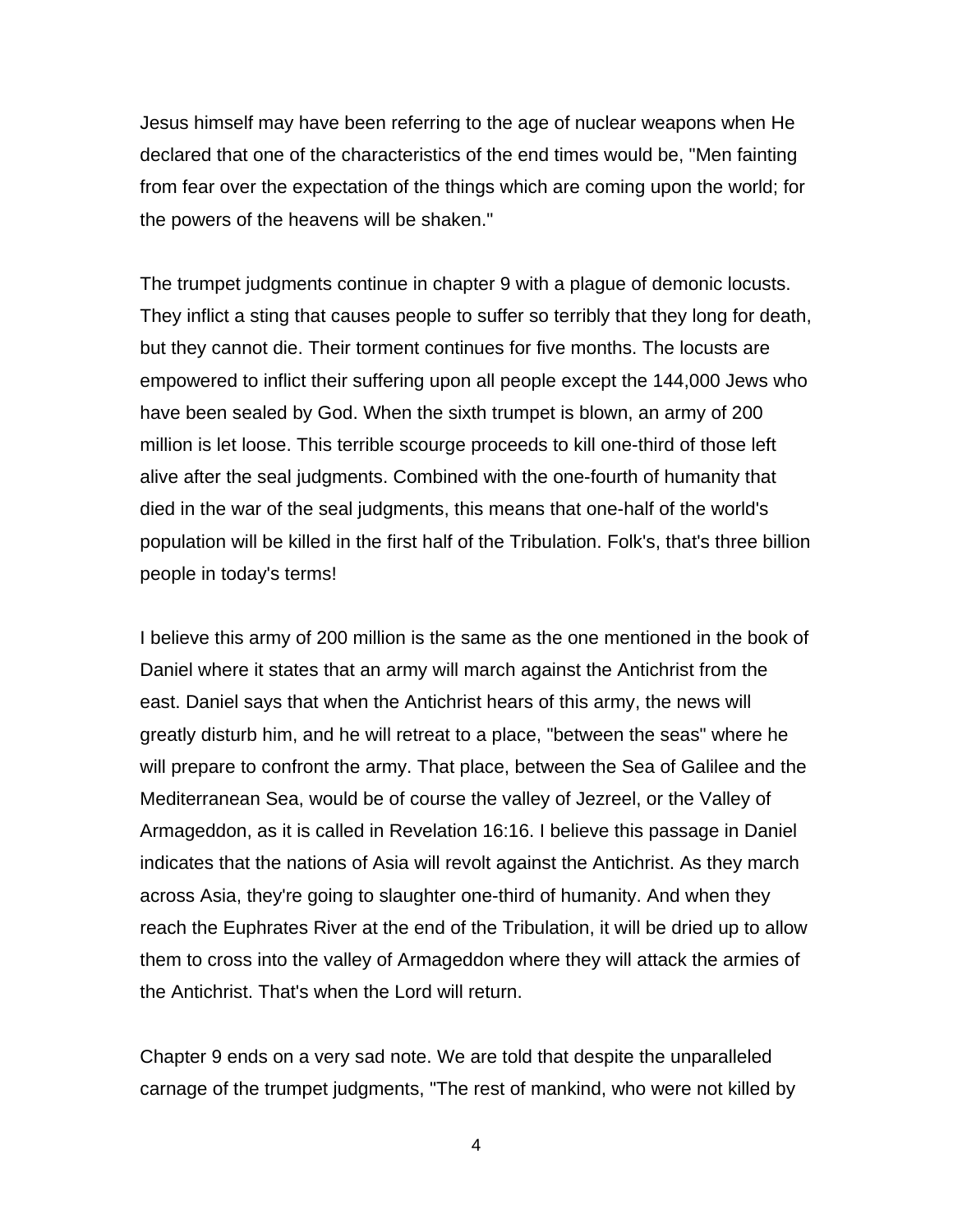Jesus himself may have been referring to the age of nuclear weapons when He declared that one of the characteristics of the end times would be, "Men fainting from fear over the expectation of the things which are coming upon the world; for the powers of the heavens will be shaken."

The trumpet judgments continue in chapter 9 with a plague of demonic locusts. They inflict a sting that causes people to suffer so terribly that they long for death, but they cannot die. Their torment continues for five months. The locusts are empowered to inflict their suffering upon all people except the 144,000 Jews who have been sealed by God. When the sixth trumpet is blown, an army of 200 million is let loose. This terrible scourge proceeds to kill one-third of those left alive after the seal judgments. Combined with the one-fourth of humanity that died in the war of the seal judgments, this means that one-half of the world's population will be killed in the first half of the Tribulation. Folk's, that's three billion people in today's terms!

I believe this army of 200 million is the same as the one mentioned in the book of Daniel where it states that an army will march against the Antichrist from the east. Daniel says that when the Antichrist hears of this army, the news will greatly disturb him, and he will retreat to a place, "between the seas" where he will prepare to confront the army. That place, between the Sea of Galilee and the Mediterranean Sea, would be of course the valley of Jezreel, or the Valley of Armageddon, as it is called in Revelation 16:16. I believe this passage in Daniel indicates that the nations of Asia will revolt against the Antichrist. As they march across Asia, they're going to slaughter one-third of humanity. And when they reach the Euphrates River at the end of the Tribulation, it will be dried up to allow them to cross into the valley of Armageddon where they will attack the armies of the Antichrist. That's when the Lord will return.

Chapter 9 ends on a very sad note. We are told that despite the unparalleled carnage of the trumpet judgments, "The rest of mankind, who were not killed by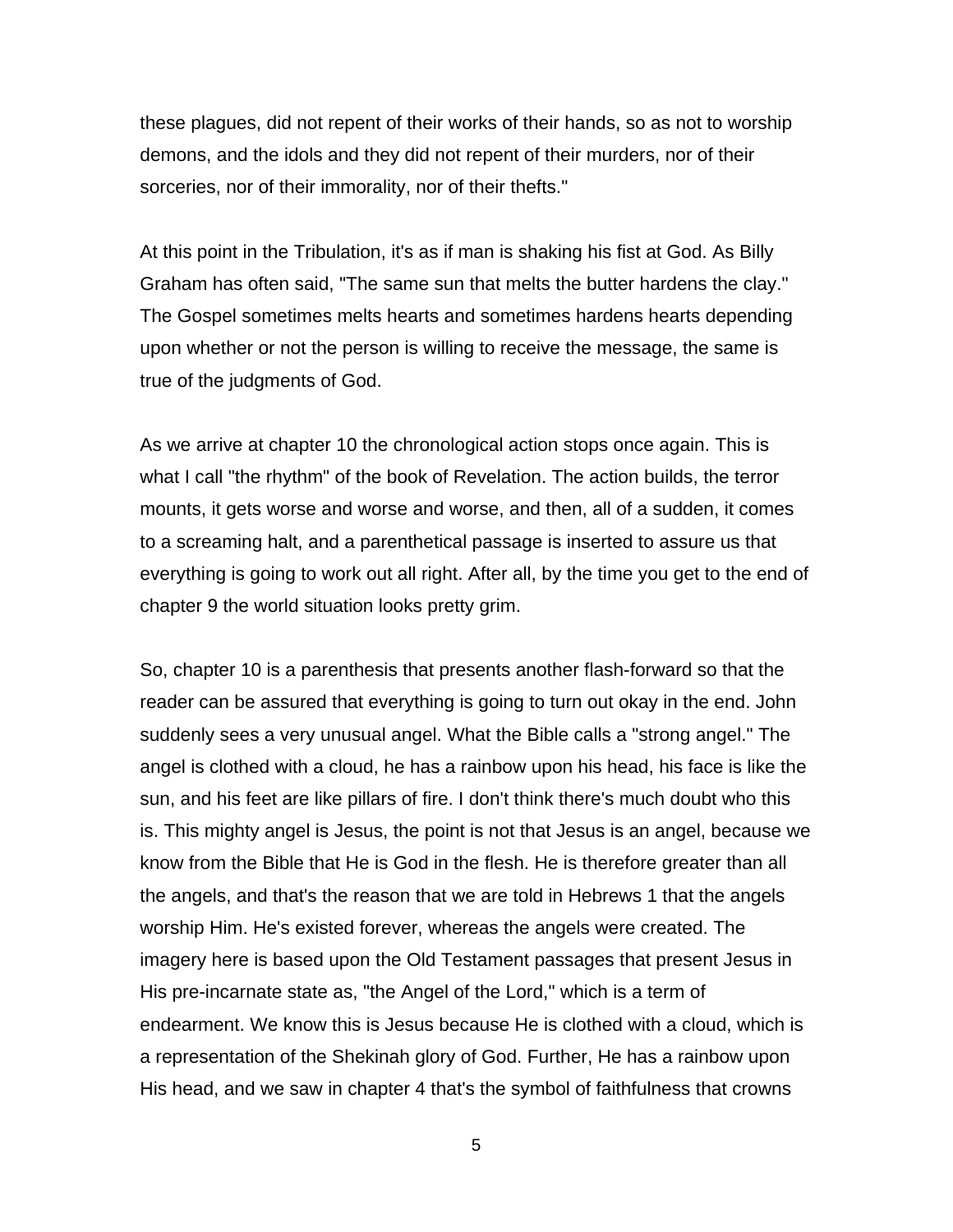these plagues, did not repent of their works of their hands, so as not to worship demons, and the idols and they did not repent of their murders, nor of their sorceries, nor of their immorality, nor of their thefts."

At this point in the Tribulation, it's as if man is shaking his fist at God. As Billy Graham has often said, "The same sun that melts the butter hardens the clay." The Gospel sometimes melts hearts and sometimes hardens hearts depending upon whether or not the person is willing to receive the message, the same is true of the judgments of God.

As we arrive at chapter 10 the chronological action stops once again. This is what I call "the rhythm" of the book of Revelation. The action builds, the terror mounts, it gets worse and worse and worse, and then, all of a sudden, it comes to a screaming halt, and a parenthetical passage is inserted to assure us that everything is going to work out all right. After all, by the time you get to the end of chapter 9 the world situation looks pretty grim.

So, chapter 10 is a parenthesis that presents another flash-forward so that the reader can be assured that everything is going to turn out okay in the end. John suddenly sees a very unusual angel. What the Bible calls a "strong angel." The angel is clothed with a cloud, he has a rainbow upon his head, his face is like the sun, and his feet are like pillars of fire. I don't think there's much doubt who this is. This mighty angel is Jesus, the point is not that Jesus is an angel, because we know from the Bible that He is God in the flesh. He is therefore greater than all the angels, and that's the reason that we are told in Hebrews 1 that the angels worship Him. He's existed forever, whereas the angels were created. The imagery here is based upon the Old Testament passages that present Jesus in His pre-incarnate state as, "the Angel of the Lord," which is a term of endearment. We know this is Jesus because He is clothed with a cloud, which is a representation of the Shekinah glory of God. Further, He has a rainbow upon His head, and we saw in chapter 4 that's the symbol of faithfulness that crowns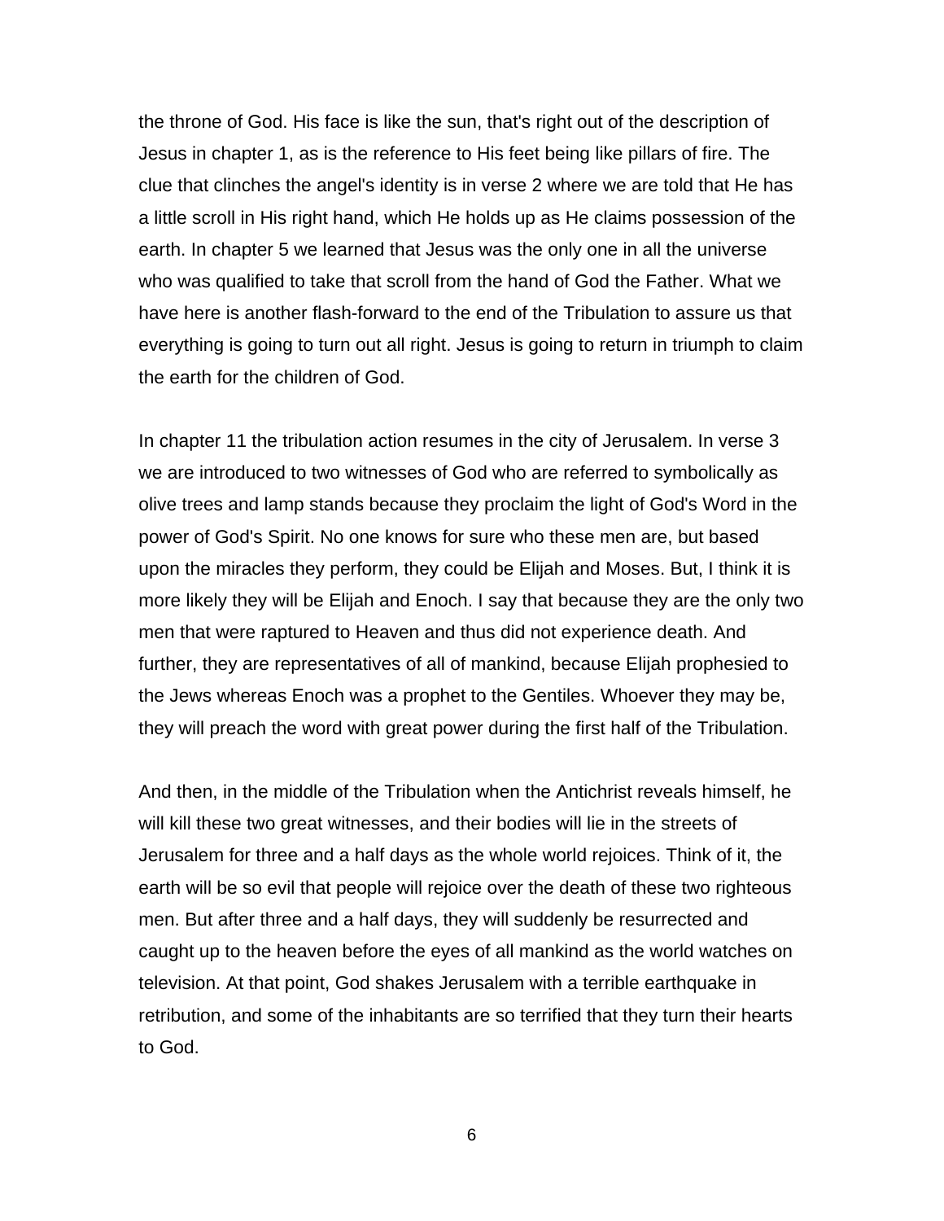the throne of God. His face is like the sun, that's right out of the description of Jesus in chapter 1, as is the reference to His feet being like pillars of fire. The clue that clinches the angel's identity is in verse 2 where we are told that He has a little scroll in His right hand, which He holds up as He claims possession of the earth. In chapter 5 we learned that Jesus was the only one in all the universe who was qualified to take that scroll from the hand of God the Father. What we have here is another flash-forward to the end of the Tribulation to assure us that everything is going to turn out all right. Jesus is going to return in triumph to claim the earth for the children of God.

In chapter 11 the tribulation action resumes in the city of Jerusalem. In verse 3 we are introduced to two witnesses of God who are referred to symbolically as olive trees and lamp stands because they proclaim the light of God's Word in the power of God's Spirit. No one knows for sure who these men are, but based upon the miracles they perform, they could be Elijah and Moses. But, I think it is more likely they will be Elijah and Enoch. I say that because they are the only two men that were raptured to Heaven and thus did not experience death. And further, they are representatives of all of mankind, because Elijah prophesied to the Jews whereas Enoch was a prophet to the Gentiles. Whoever they may be, they will preach the word with great power during the first half of the Tribulation.

And then, in the middle of the Tribulation when the Antichrist reveals himself, he will kill these two great witnesses, and their bodies will lie in the streets of Jerusalem for three and a half days as the whole world rejoices. Think of it, the earth will be so evil that people will rejoice over the death of these two righteous men. But after three and a half days, they will suddenly be resurrected and caught up to the heaven before the eyes of all mankind as the world watches on television. At that point, God shakes Jerusalem with a terrible earthquake in retribution, and some of the inhabitants are so terrified that they turn their hearts to God.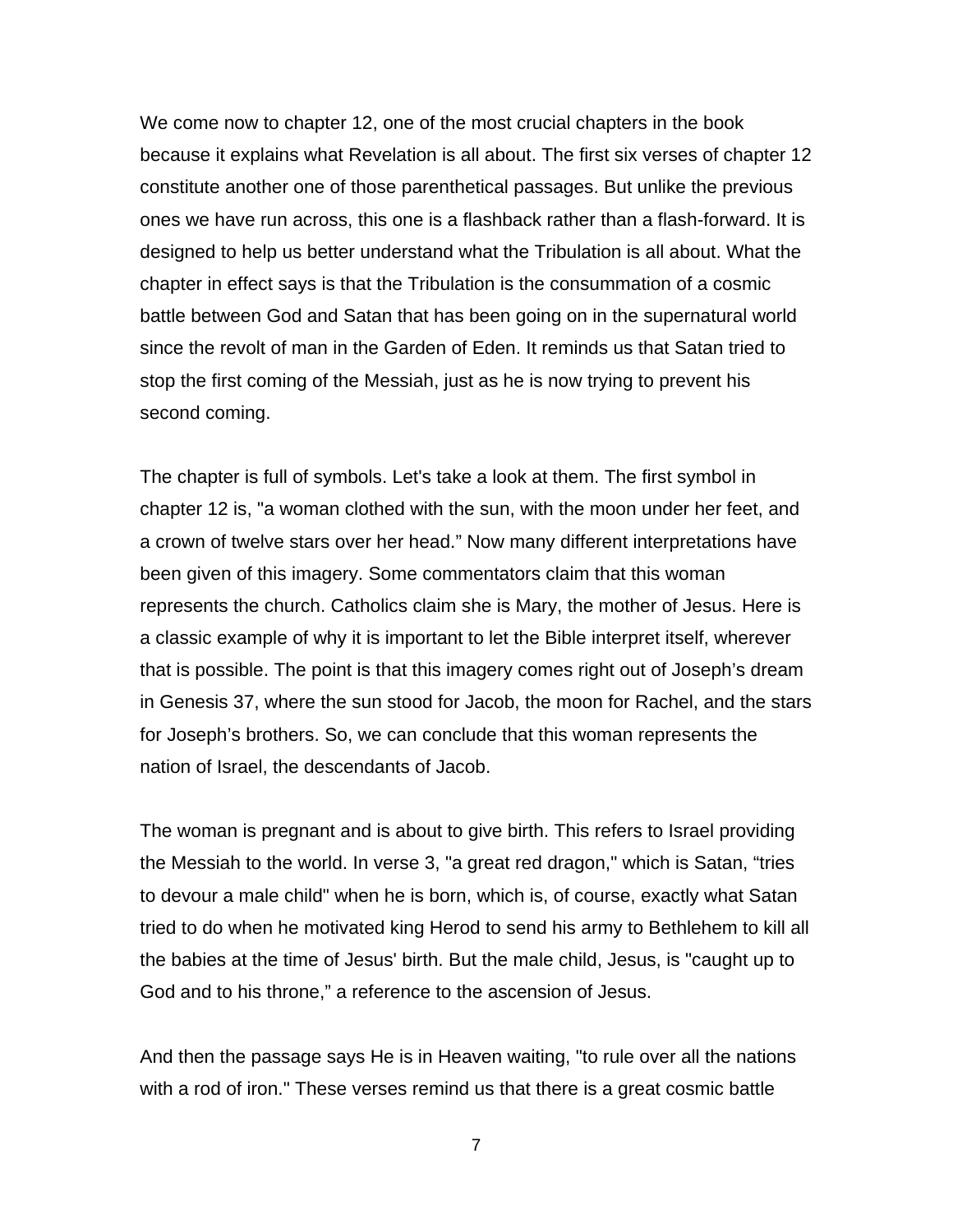We come now to chapter 12, one of the most crucial chapters in the book because it explains what Revelation is all about. The first six verses of chapter 12 constitute another one of those parenthetical passages. But unlike the previous ones we have run across, this one is a flashback rather than a flash-forward. It is designed to help us better understand what the Tribulation is all about. What the chapter in effect says is that the Tribulation is the consummation of a cosmic battle between God and Satan that has been going on in the supernatural world since the revolt of man in the Garden of Eden. It reminds us that Satan tried to stop the first coming of the Messiah, just as he is now trying to prevent his second coming.

The chapter is full of symbols. Let's take a look at them. The first symbol in chapter 12 is, "a woman clothed with the sun, with the moon under her feet, and a crown of twelve stars over her head." Now many different interpretations have been given of this imagery. Some commentators claim that this woman represents the church. Catholics claim she is Mary, the mother of Jesus. Here is a classic example of why it is important to let the Bible interpret itself, wherever that is possible. The point is that this imagery comes right out of Joseph's dream in Genesis 37, where the sun stood for Jacob, the moon for Rachel, and the stars for Joseph's brothers. So, we can conclude that this woman represents the nation of Israel, the descendants of Jacob.

The woman is pregnant and is about to give birth. This refers to Israel providing the Messiah to the world. In verse 3, "a great red dragon," which is Satan, "tries to devour a male child" when he is born, which is, of course, exactly what Satan tried to do when he motivated king Herod to send his army to Bethlehem to kill all the babies at the time of Jesus' birth. But the male child, Jesus, is "caught up to God and to his throne," a reference to the ascension of Jesus.

And then the passage says He is in Heaven waiting, "to rule over all the nations with a rod of iron." These verses remind us that there is a great cosmic battle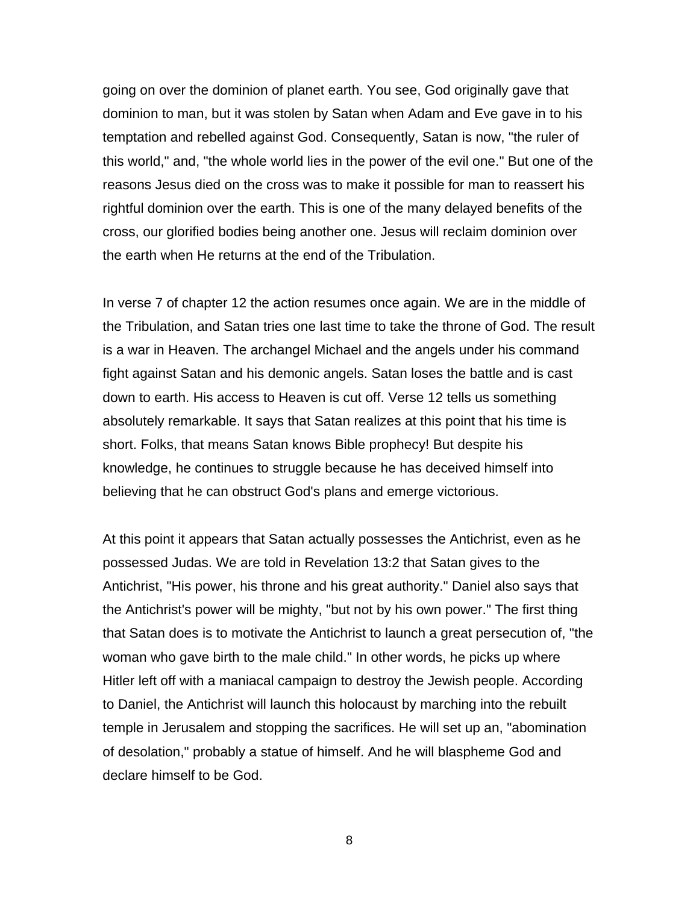going on over the dominion of planet earth. You see, God originally gave that dominion to man, but it was stolen by Satan when Adam and Eve gave in to his temptation and rebelled against God. Consequently, Satan is now, "the ruler of this world," and, "the whole world lies in the power of the evil one." But one of the reasons Jesus died on the cross was to make it possible for man to reassert his rightful dominion over the earth. This is one of the many delayed benefits of the cross, our glorified bodies being another one. Jesus will reclaim dominion over the earth when He returns at the end of the Tribulation.

In verse 7 of chapter 12 the action resumes once again. We are in the middle of the Tribulation, and Satan tries one last time to take the throne of God. The result is a war in Heaven. The archangel Michael and the angels under his command fight against Satan and his demonic angels. Satan loses the battle and is cast down to earth. His access to Heaven is cut off. Verse 12 tells us something absolutely remarkable. It says that Satan realizes at this point that his time is short. Folks, that means Satan knows Bible prophecy! But despite his knowledge, he continues to struggle because he has deceived himself into believing that he can obstruct God's plans and emerge victorious.

At this point it appears that Satan actually possesses the Antichrist, even as he possessed Judas. We are told in Revelation 13:2 that Satan gives to the Antichrist, "His power, his throne and his great authority." Daniel also says that the Antichrist's power will be mighty, "but not by his own power." The first thing that Satan does is to motivate the Antichrist to launch a great persecution of, "the woman who gave birth to the male child." In other words, he picks up where Hitler left off with a maniacal campaign to destroy the Jewish people. According to Daniel, the Antichrist will launch this holocaust by marching into the rebuilt temple in Jerusalem and stopping the sacrifices. He will set up an, "abomination of desolation," probably a statue of himself. And he will blaspheme God and declare himself to be God.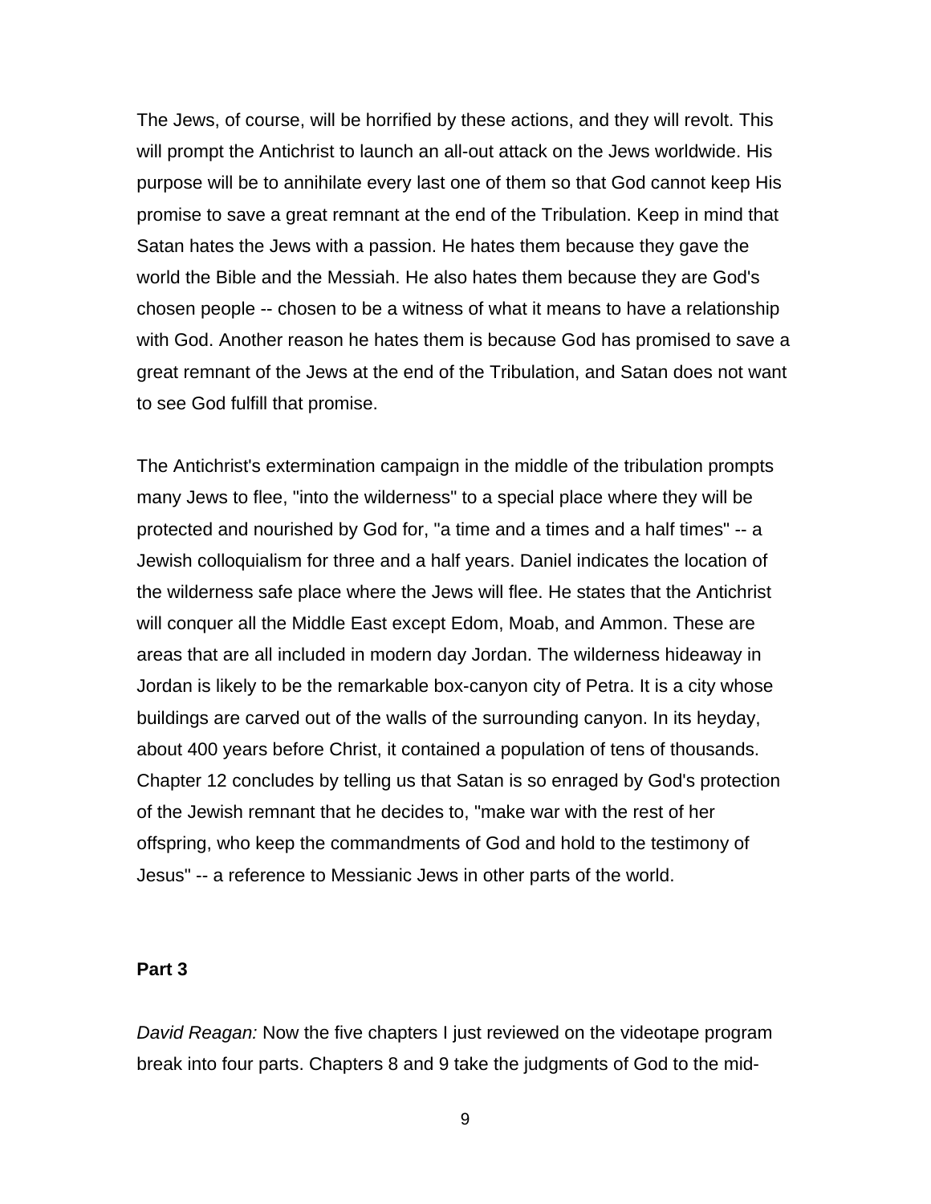The Jews, of course, will be horrified by these actions, and they will revolt. This will prompt the Antichrist to launch an all-out attack on the Jews worldwide. His purpose will be to annihilate every last one of them so that God cannot keep His promise to save a great remnant at the end of the Tribulation. Keep in mind that Satan hates the Jews with a passion. He hates them because they gave the world the Bible and the Messiah. He also hates them because they are God's chosen people -- chosen to be a witness of what it means to have a relationship with God. Another reason he hates them is because God has promised to save a great remnant of the Jews at the end of the Tribulation, and Satan does not want to see God fulfill that promise.

The Antichrist's extermination campaign in the middle of the tribulation prompts many Jews to flee, "into the wilderness" to a special place where they will be protected and nourished by God for, "a time and a times and a half times" -- a Jewish colloquialism for three and a half years. Daniel indicates the location of the wilderness safe place where the Jews will flee. He states that the Antichrist will conquer all the Middle East except Edom, Moab, and Ammon. These are areas that are all included in modern day Jordan. The wilderness hideaway in Jordan is likely to be the remarkable box-canyon city of Petra. It is a city whose buildings are carved out of the walls of the surrounding canyon. In its heyday, about 400 years before Christ, it contained a population of tens of thousands. Chapter 12 concludes by telling us that Satan is so enraged by God's protection of the Jewish remnant that he decides to, "make war with the rest of her offspring, who keep the commandments of God and hold to the testimony of Jesus" -- a reference to Messianic Jews in other parts of the world.

**Part 3**

*David Reagan:* Now the five chapters I just reviewed on the videotape program break into four parts. Chapters 8 and 9 take the judgments of God to the mid-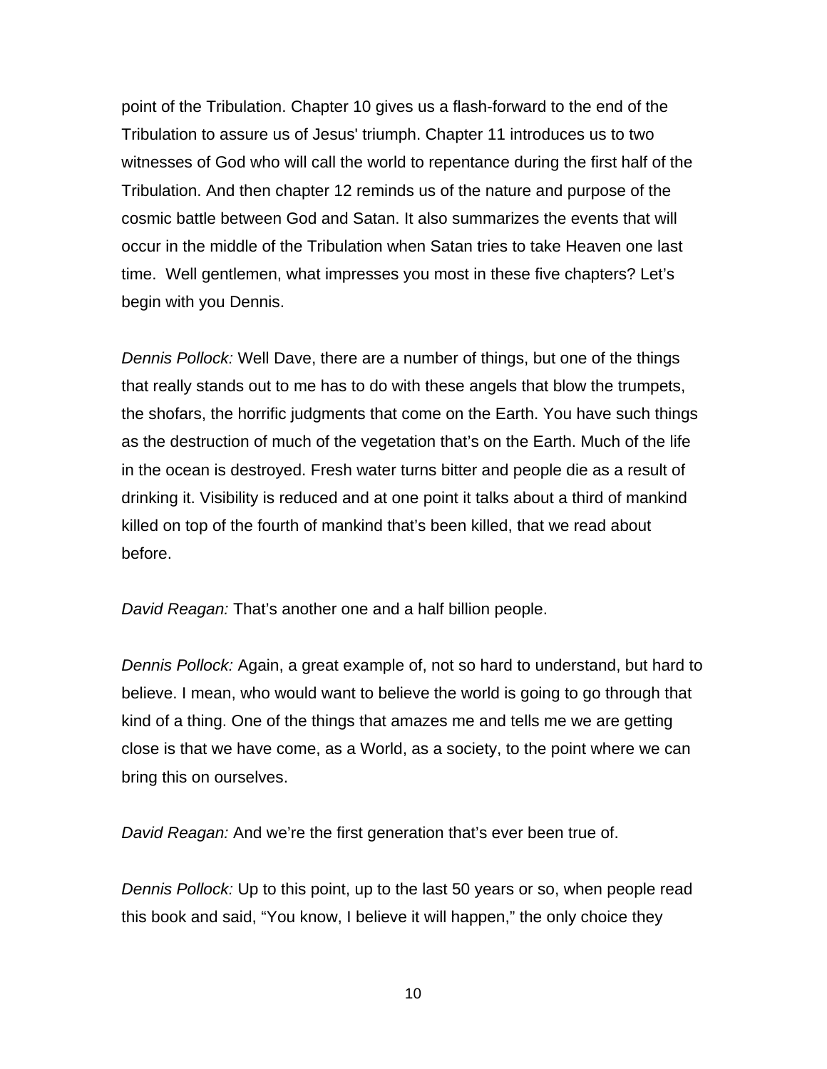point of the Tribulation. Chapter 10 gives us a flash-forward to the end of the Tribulation to assure us of Jesus' triumph. Chapter 11 introduces us to two witnesses of God who will call the world to repentance during the first half of the Tribulation. And then chapter 12 reminds us of the nature and purpose of the cosmic battle between God and Satan. It also summarizes the events that will occur in the middle of the Tribulation when Satan tries to take Heaven one last time.  Well gentlemen, what impresses you most in these five chapters? Let's begin with you Dennis.

*Dennis Pollock:* Well Dave, there are a number of things, but one of the things that really stands out to me has to do with these angels that blow the trumpets, the shofars, the horrific judgments that come on the Earth. You have such things as the destruction of much of the vegetation that's on the Earth. Much of the life in the ocean is destroyed. Fresh water turns bitter and people die as a result of drinking it. Visibility is reduced and at one point it talks about a third of mankind killed on top of the fourth of mankind that's been killed, that we read about before.

*David Reagan:* That's another one and a half billion people.

*Dennis Pollock:* Again, a great example of, not so hard to understand, but hard to believe. I mean, who would want to believe the world is going to go through that kind of a thing. One of the things that amazes me and tells me we are getting close is that we have come, as a World, as a society, to the point where we can bring this on ourselves.

*David Reagan:* And we're the first generation that's ever been true of.

*Dennis Pollock:* Up to this point, up to the last 50 years or so, when people read this book and said, "You know, I believe it will happen," the only choice they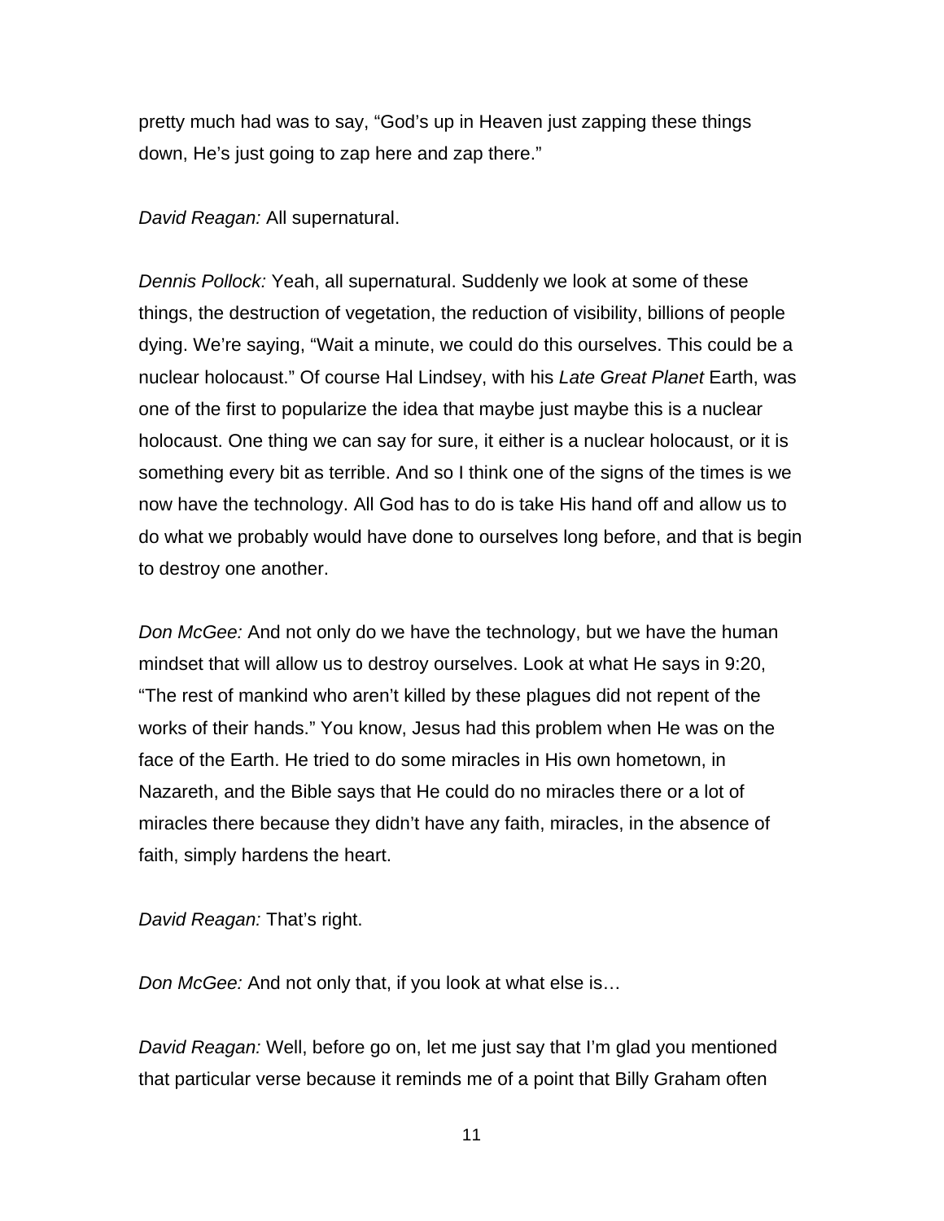pretty much had was to say, "God's up in Heaven just zapping these things down, He's just going to zap here and zap there."

*David Reagan:* All supernatural.

*Dennis Pollock:* Yeah, all supernatural. Suddenly we look at some of these things, the destruction of vegetation, the reduction of visibility, billions of people dying. We're saying, "Wait a minute, we could do this ourselves. This could be a nuclear holocaust." Of course Hal Lindsey, with his *Late Great Planet* Earth, was one of the first to popularize the idea that maybe just maybe this is a nuclear holocaust. One thing we can say for sure, it either is a nuclear holocaust, or it is something every bit as terrible. And so I think one of the signs of the times is we now have the technology. All God has to do is take His hand off and allow us to do what we probably would have done to ourselves long before, and that is begin to destroy one another.

*Don McGee:* And not only do we have the technology, but we have the human mindset that will allow us to destroy ourselves. Look at what He says in 9:20, "The rest of mankind who aren't killed by these plagues did not repent of the works of their hands." You know, Jesus had this problem when He was on the face of the Earth. He tried to do some miracles in His own hometown, in Nazareth, and the Bible says that He could do no miracles there or a lot of miracles there because they didn't have any faith, miracles, in the absence of faith, simply hardens the heart.

*David Reagan:* That's right.

*Don McGee:* And not only that, if you look at what else is…

*David Reagan:* Well, before go on, let me just say that I'm glad you mentioned that particular verse because it reminds me of a point that Billy Graham often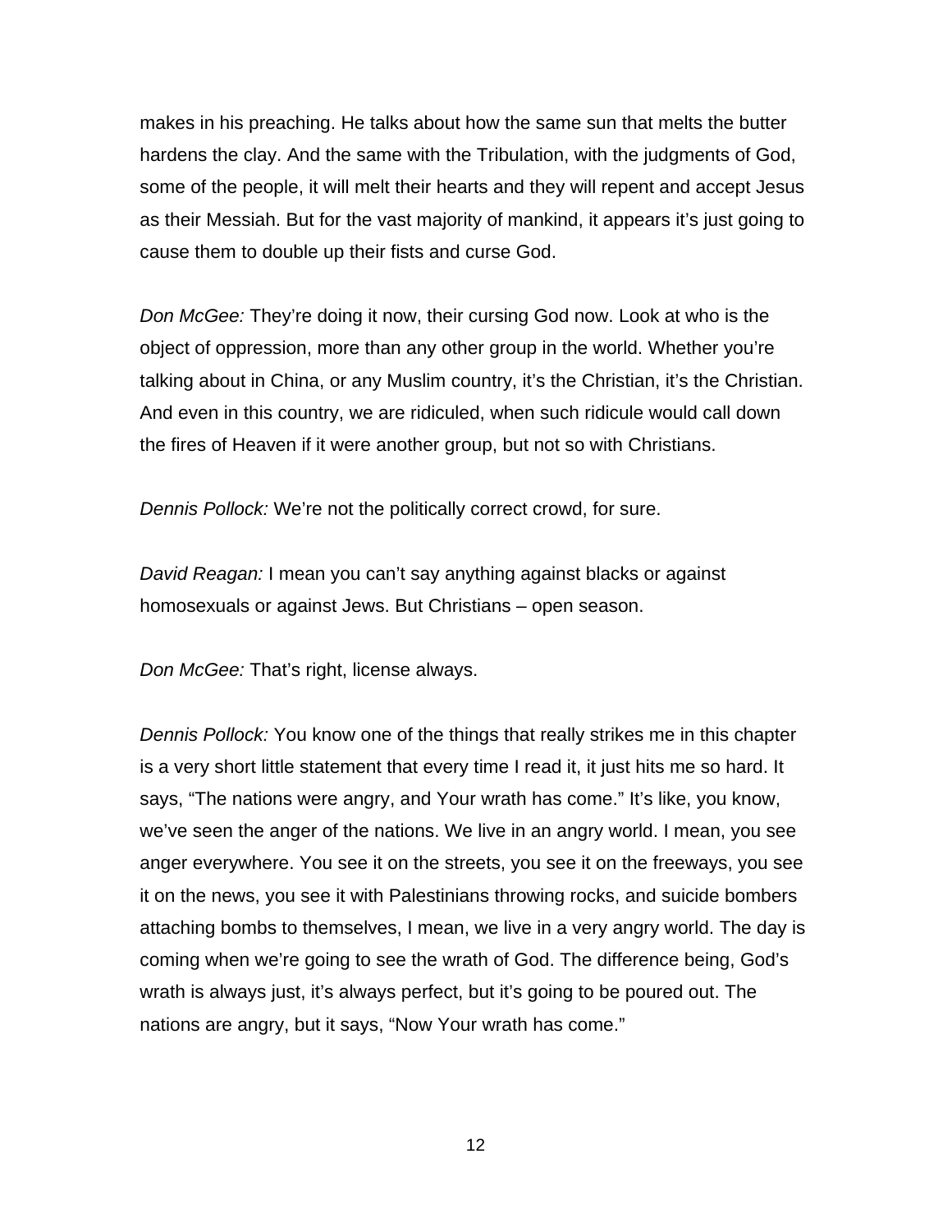makes in his preaching. He talks about how the same sun that melts the butter hardens the clay. And the same with the Tribulation, with the judgments of God, some of the people, it will melt their hearts and they will repent and accept Jesus as their Messiah. But for the vast majority of mankind, it appears it's just going to cause them to double up their fists and curse God.

*Don McGee:* They're doing it now, their cursing God now. Look at who is the object of oppression, more than any other group in the world. Whether you're talking about in China, or any Muslim country, it's the Christian, it's the Christian. And even in this country, we are ridiculed, when such ridicule would call down the fires of Heaven if it were another group, but not so with Christians.

*Dennis Pollock:* We're not the politically correct crowd, for sure.

*David Reagan:* I mean you can't say anything against blacks or against homosexuals or against Jews. But Christians – open season.

*Don McGee:* That's right, license always.

*Dennis Pollock:* You know one of the things that really strikes me in this chapter is a very short little statement that every time I read it, it just hits me so hard. It says, "The nations were angry, and Your wrath has come." It's like, you know, we've seen the anger of the nations. We live in an angry world. I mean, you see anger everywhere. You see it on the streets, you see it on the freeways, you see it on the news, you see it with Palestinians throwing rocks, and suicide bombers attaching bombs to themselves, I mean, we live in a very angry world. The day is coming when we're going to see the wrath of God. The difference being, God's wrath is always just, it's always perfect, but it's going to be poured out. The nations are angry, but it says, "Now Your wrath has come."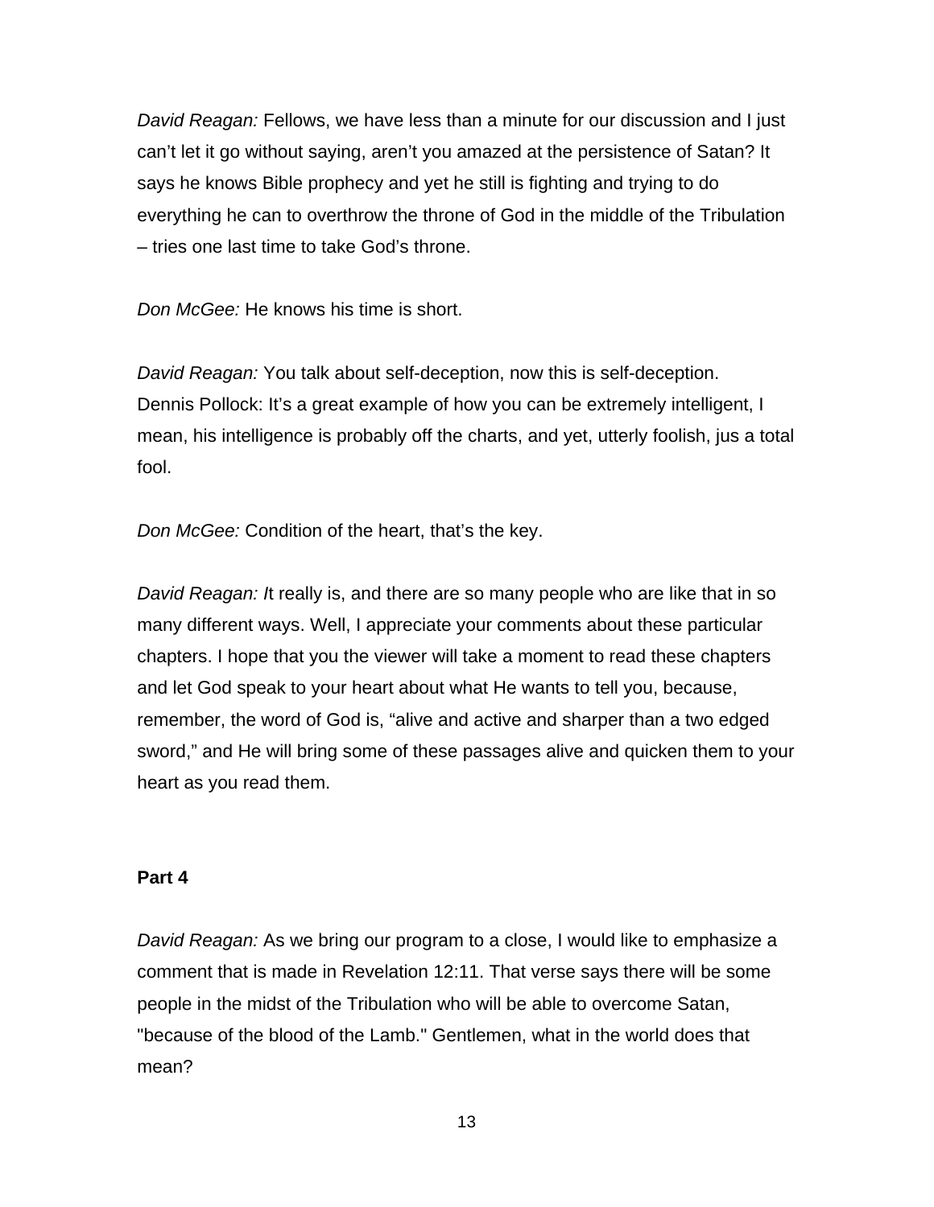*David Reagan:* Fellows, we have less than a minute for our discussion and I just can't let it go without saying, aren't you amazed at the persistence of Satan? It says he knows Bible prophecy and yet he still is fighting and trying to do everything he can to overthrow the throne of God in the middle of the Tribulation – tries one last time to take God's throne.

*Don McGee:* He knows his time is short.

*David Reagan:* You talk about self-deception, now this is self-deception.
Dennis Pollock: It's a great example of how you can be extremely intelligent, I mean, his intelligence is probably off the charts, and yet, utterly foolish, jus a total fool.

*Don McGee:* Condition of the heart, that's the key.

*David Reagan: I*t really is, and there are so many people who are like that in so many different ways. Well, I appreciate your comments about these particular chapters. I hope that you the viewer will take a moment to read these chapters and let God speak to your heart about what He wants to tell you, because, remember, the word of God is, "alive and active and sharper than a two edged sword," and He will bring some of these passages alive and quicken them to your heart as you read them.

**Part 4**

*David Reagan:* As we bring our program to a close, I would like to emphasize a comment that is made in Revelation 12:11. That verse says there will be some people in the midst of the Tribulation who will be able to overcome Satan, "because of the blood of the Lamb." Gentlemen, what in the world does that mean?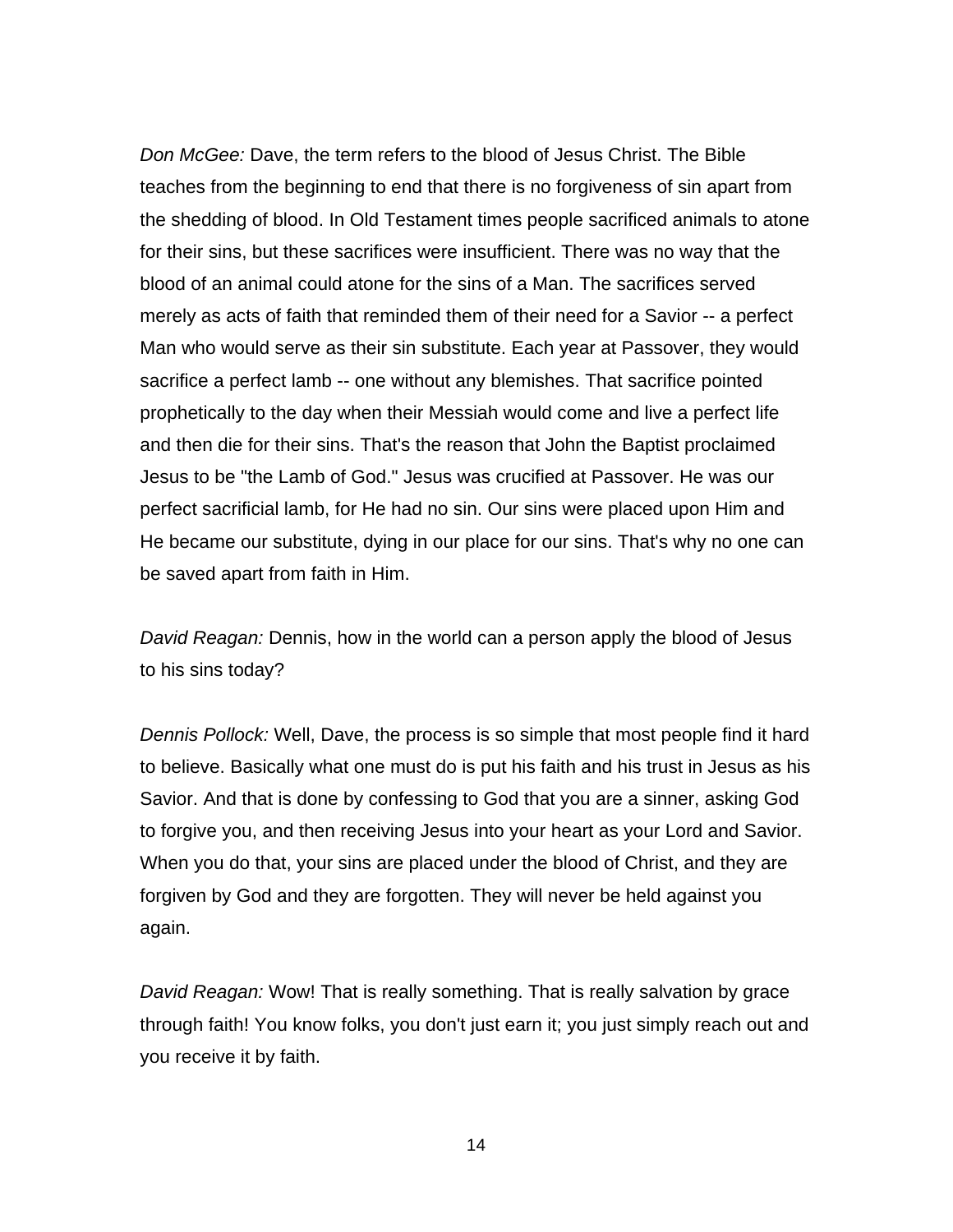*Don McGee:* Dave, the term refers to the blood of Jesus Christ. The Bible teaches from the beginning to end that there is no forgiveness of sin apart from the shedding of blood. In Old Testament times people sacrificed animals to atone for their sins, but these sacrifices were insufficient. There was no way that the blood of an animal could atone for the sins of a Man. The sacrifices served merely as acts of faith that reminded them of their need for a Savior -- a perfect Man who would serve as their sin substitute. Each year at Passover, they would sacrifice a perfect lamb -- one without any blemishes. That sacrifice pointed prophetically to the day when their Messiah would come and live a perfect life and then die for their sins. That's the reason that John the Baptist proclaimed Jesus to be "the Lamb of God." Jesus was crucified at Passover. He was our perfect sacrificial lamb, for He had no sin. Our sins were placed upon Him and He became our substitute, dying in our place for our sins. That's why no one can be saved apart from faith in Him.

*David Reagan:* Dennis, how in the world can a person apply the blood of Jesus to his sins today?

*Dennis Pollock:* Well, Dave, the process is so simple that most people find it hard to believe. Basically what one must do is put his faith and his trust in Jesus as his Savior. And that is done by confessing to God that you are a sinner, asking God to forgive you, and then receiving Jesus into your heart as your Lord and Savior. When you do that, your sins are placed under the blood of Christ, and they are forgiven by God and they are forgotten. They will never be held against you again.

*David Reagan:* Wow! That is really something. That is really salvation by grace through faith! You know folks, you don't just earn it; you just simply reach out and you receive it by faith.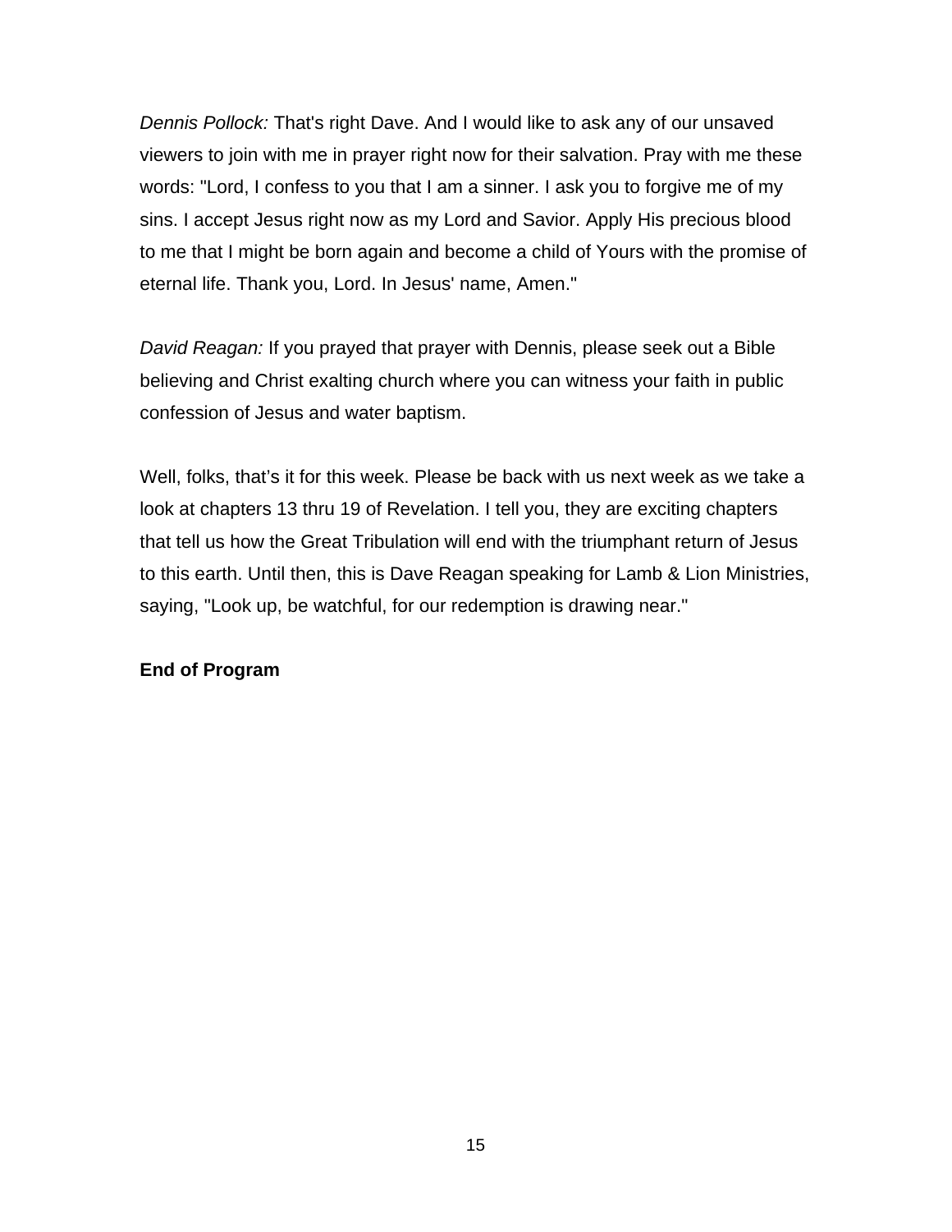*Dennis Pollock:* That's right Dave. And I would like to ask any of our unsaved viewers to join with me in prayer right now for their salvation. Pray with me these words: "Lord, I confess to you that I am a sinner. I ask you to forgive me of my sins. I accept Jesus right now as my Lord and Savior. Apply His precious blood to me that I might be born again and become a child of Yours with the promise of eternal life. Thank you, Lord. In Jesus' name, Amen."

*David Reagan:* If you prayed that prayer with Dennis, please seek out a Bible believing and Christ exalting church where you can witness your faith in public confession of Jesus and water baptism.

Well, folks, that's it for this week. Please be back with us next week as we take a look at chapters 13 thru 19 of Revelation. I tell you, they are exciting chapters that tell us how the Great Tribulation will end with the triumphant return of Jesus to this earth. Until then, this is Dave Reagan speaking for Lamb & Lion Ministries, saying, "Look up, be watchful, for our redemption is drawing near."

**End of Program**